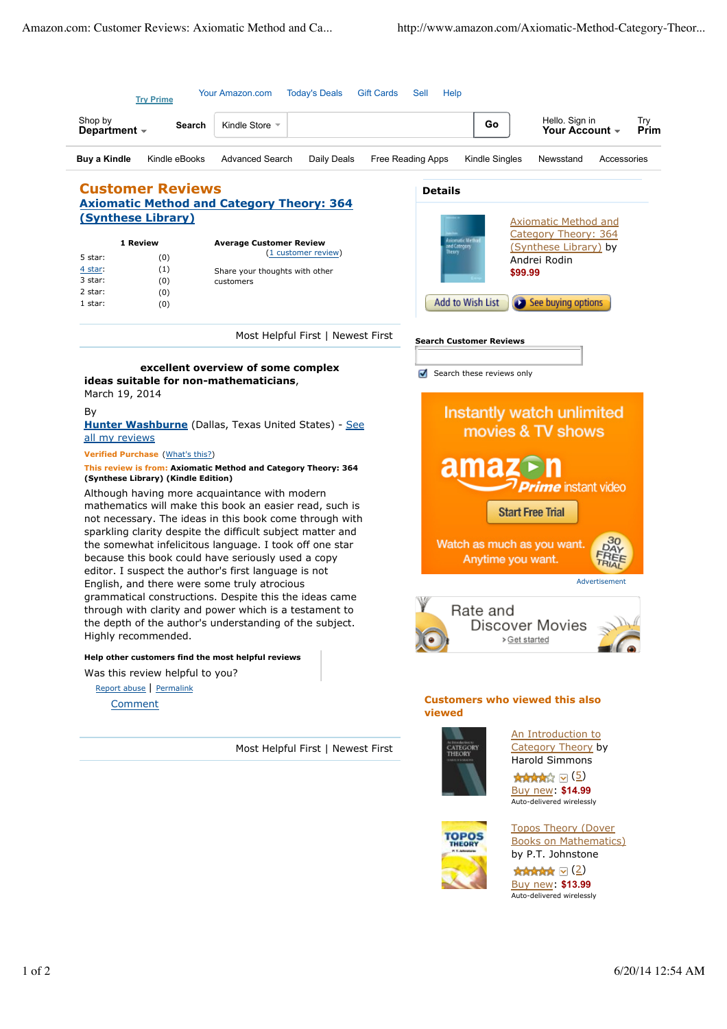Try Prime

Your Amazon.com | Today's Deals | Gift Cards | Sell | Help

Shop by **Department** | Search | Kindle Store | Go | Hello. Sign in **Your Account** | Try **Prim**

**Buy a Kindle** | Kindle eBooks | Advanced Search | Daily Deals | Free Reading Apps | Kindle Singles | Newsstand | Accessories

# Customer Reviews

## Axiomatic Method and Category Theory: 364 (Synthese Library)

**1 Review**

| | |
|---|---|
| 5 star: | (0) |
| 4 star: | (1) |
| 3 star: | (0) |
| 2 star: | (0) |
| 1 star: | (0) |

**Average Customer Review**

(1 customer review)

Share your thoughts with other customers

Most Helpful First | Newest First

**excellent overview of some complex ideas suitable for non-mathematicians**,
March 19, 2014

By
**Hunter Washburne** (Dallas, Texas United States) - See all my reviews

**Verified Purchase** (What's this?)

**This review is from: Axiomatic Method and Category Theory: 364 (Synthese Library) (Kindle Edition)**

Although having more acquaintance with modern mathematics will make this book an easier read, such is not necessary. The ideas in this book come through with sparkling clarity despite the difficult subject matter and the somewhat infelicitous language. I took off one star because this book could have seriously used a copy editor. I suspect the author's first language is not English, and there were some truly atrocious grammatical constructions. Despite this the ideas came through with clarity and power which is a testament to the depth of the author's understanding of the subject. Highly recommended.

**Help other customers find the most helpful reviews**

Was this review helpful to you?

Report abuse | Permalink

Comment

Most Helpful First | Newest First

## Details

Axiomatic Method and Category Theory: 364 (Synthese Library) by Andrei Rodin
**$99.99**

Add to Wish List | See buying options

**Search Customer Reviews**

Search these reviews only

Instantly watch unlimited movies & TV shows

amazon Prime instant video

Start Free Trial

Watch as much as you want. Anytime you want.

30 DAY FREE TRIAL

Advertisement

Rate and Discover Movies
› Get started

## Customers who viewed this also viewed

An Introduction to Category Theory by Harold Simmons
(5)
Buy new: **$14.99**
Auto-delivered wirelessly

Topos Theory (Dover Books on Mathematics) by P.T. Johnstone
(2)
Buy new: **$13.99**
Auto-delivered wirelessly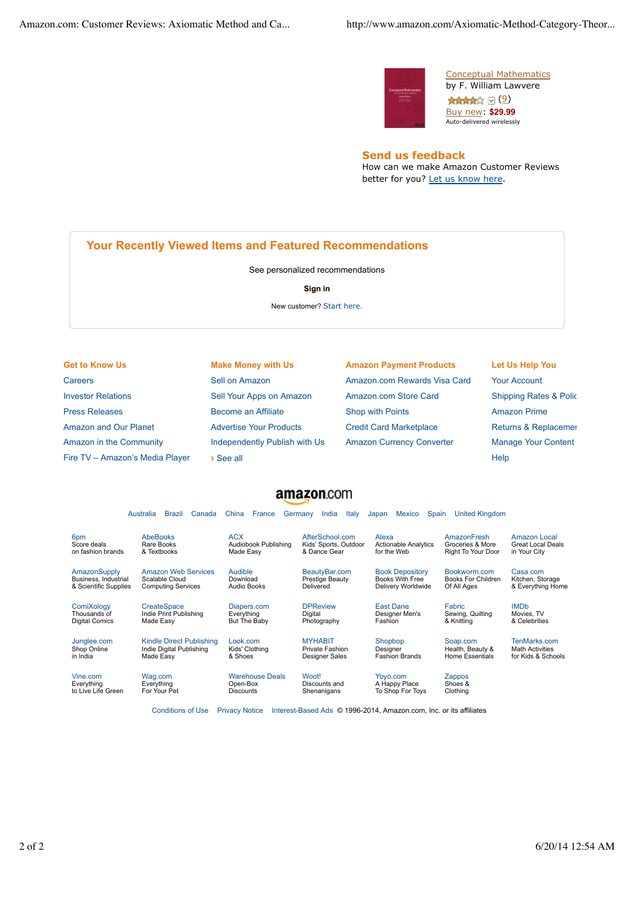Conceptual Mathematics
by F. William Lawvere
(9)
Buy new: **$29.99**
Auto-delivered wirelessly

## Send us feedback

How can we make Amazon Customer Reviews better for you? Let us know here.

## Your Recently Viewed Items and Featured Recommendations

See personalized recommendations

**Sign in**

New customer? Start here.

**Get to Know Us**
- Careers
- Investor Relations
- Press Releases
- Amazon and Our Planet
- Amazon in the Community
- Fire TV – Amazon's Media Player

**Make Money with Us**
- Sell on Amazon
- Sell Your Apps on Amazon
- Become an Affiliate
- Advertise Your Products
- Independently Publish with Us
- › See all

**Amazon Payment Products**
- Amazon.com Rewards Visa Card
- Amazon.com Store Card
- Shop with Points
- Credit Card Marketplace
- Amazon Currency Converter

**Let Us Help You**
- Your Account
- Shipping Rates & Polic
- Amazon Prime
- Returns & Replacemer
- Manage Your Content
- Help

amazon.com

Australia Brazil Canada China France Germany India Italy Japan Mexico Spain United Kingdom

| | | | | | | |
|---|---|---|---|---|---|---|
| 6pm Score deals on fashion brands | AbeBooks Rare Books & Textbooks | ACX Audiobook Publishing Made Easy | AfterSchool.com Kids' Sports, Outdoor & Dance Gear | Alexa Actionable Analytics for the Web | AmazonFresh Groceries & More Right To Your Door | Amazon Local Great Local Deals in Your City |
| AmazonSupply Business, Industrial & Scientific Supplies | Amazon Web Services Scalable Cloud Computing Services | Audible Download Audio Books | BeautyBar.com Prestige Beauty Delivered | Book Depository Books With Free Delivery Worldwide | Bookworm.com Books For Children Of All Ages | Casa.com Kitchen, Storage & Everything Home |
| ComiXology Thousands of Digital Comics | CreateSpace Indie Print Publishing Made Easy | Diapers.com Everything But The Baby | DPReview Digital Photography | East Dane Designer Men's Fashion | Fabric Sewing, Quilting & Knitting | IMDb Movies, TV & Celebrities |
| Junglee.com Shop Online in India | Kindle Direct Publishing Indie Digital Publishing Made Easy | Look.com Kids' Clothing & Shoes | MYHABIT Private Fashion Designer Sales | Shopbop Designer Fashion Brands | Soap.com Health, Beauty & Home Essentials | TenMarks.com Math Activities for Kids & Schools |
| Vine.com Everything to Live Life Green | Wag.com Everything For Your Pet | Warehouse Deals Open-Box Discounts | Woot! Discounts and Shenanigans | Yoyo.com A Happy Place To Shop For Toys | Zappos Shoes & Clothing | |

Conditions of Use Privacy Notice Interest-Based Ads © 1996-2014, Amazon.com, Inc. or its affiliates